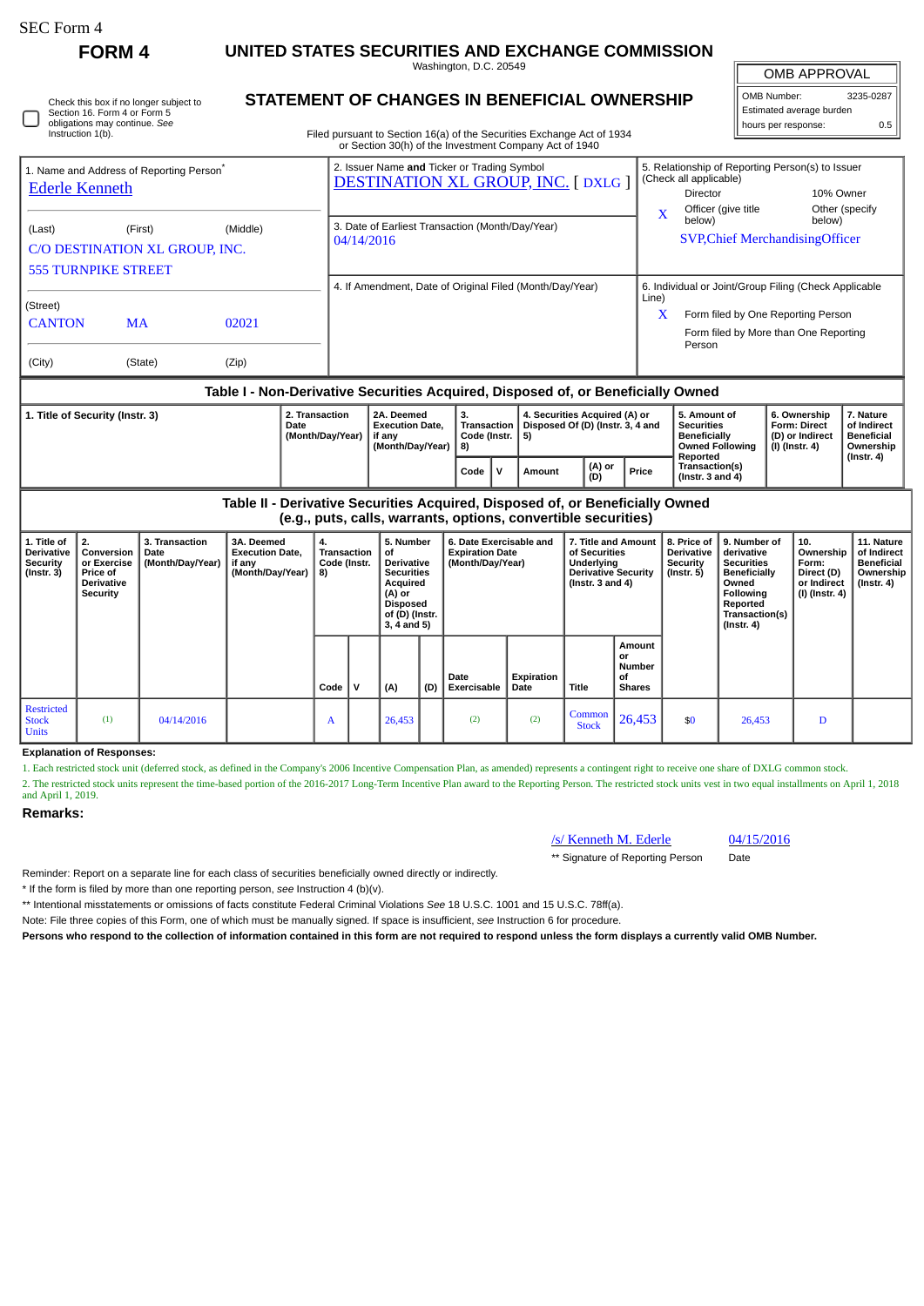SEC Form 4

# FORM 4

## UNITED STATES SECURITIES AND EXCHANGE COMMISSION

Washington, D.C. 20549

## STATEMENT OF CHANGES IN BENEFICIAL OWNERSHIP

Filed pursuant to Section 16(a) of the Securities Exchange Act of 1934 or Section 30(h) of the Investment Company Act of 1940

| OMB APPROVAL | |
|---|---|
| OMB Number: | 3235-0287 |
| Estimated average burden | |
| hours per response: | 0.5 |

☐ Check this box if no longer subject to Section 16. Form 4 or Form 5 obligations may continue. *See* Instruction 1(b).

1. Name and Address of Reporting Person*
Ederle Kenneth

(Last) (First) (Middle)
C/O DESTINATION XL GROUP, INC.
555 TURNPIKE STREET

(Street)
CANTON MA 02021

(City) (State) (Zip)

2. Issuer Name **and** Ticker or Trading Symbol
DESTINATION XL GROUP, INC. [ DXLG ]

3. Date of Earliest Transaction (Month/Day/Year)
04/14/2016

4. If Amendment, Date of Original Filed (Month/Day/Year)

5. Relationship of Reporting Person(s) to Issuer (Check all applicable)
Director | 10% Owner
X Officer (give title below) | Other (specify below)
SVP,Chief MerchandisingOfficer

6. Individual or Joint/Group Filing (Check Applicable Line)
X Form filed by One Reporting Person
Form filed by More than One Reporting Person

### Table I - Non-Derivative Securities Acquired, Disposed of, or Beneficially Owned

| 1. Title of Security (Instr. 3) | 2. Transaction Date (Month/Day/Year) | 2A. Deemed Execution Date, if any (Month/Day/Year) | 3. Transaction Code (Instr. 8) | | 4. Securities Acquired (A) or Disposed Of (D) (Instr. 3, 4 and 5) | | | 5. Amount of Securities Beneficially Owned Following Reported Transaction(s) (Instr. 3 and 4) | 6. Ownership Form: Direct (D) or Indirect (I) (Instr. 4) | 7. Nature of Indirect Beneficial Ownership (Instr. 4) |
|---|---|---|---|---|---|---|---|---|---|---|
| | | | Code | V | Amount | (A) or (D) | Price | | | |

### Table II - Derivative Securities Acquired, Disposed of, or Beneficially Owned (e.g., puts, calls, warrants, options, convertible securities)

| 1. Title of Derivative Security (Instr. 3) | 2. Conversion or Exercise Price of Derivative Security | 3. Transaction Date (Month/Day/Year) | 3A. Deemed Execution Date, if any (Month/Day/Year) | 4. Transaction Code (Instr. 8) | | 5. Number of Derivative Securities Acquired (A) or Disposed of (D) (Instr. 3, 4 and 5) | | 6. Date Exercisable and Expiration Date (Month/Day/Year) | | 7. Title and Amount of Securities Underlying Derivative Security (Instr. 3 and 4) | | 8. Price of Derivative Security (Instr. 5) | 9. Number of derivative Securities Beneficially Owned Following Reported Transaction(s) (Instr. 4) | 10. Ownership Form: Direct (D) or Indirect (I) (Instr. 4) | 11. Nature of Indirect Beneficial Ownership (Instr. 4) |
|---|---|---|---|---|---|---|---|---|---|---|---|---|---|---|---|
| | | | | Code | V | (A) | (D) | Date Exercisable | Expiration Date | Title | Amount or Number of Shares | | | | |
| Restricted Stock Units | (1) | 04/14/2016 | | A | | 26,453 | | (2) | (2) | Common Stock | 26,453 | $0 | 26,453 | D | |

**Explanation of Responses:**

1. Each restricted stock unit (deferred stock, as defined in the Company's 2006 Incentive Compensation Plan, as amended) represents a contingent right to receive one share of DXLG common stock.
2. The restricted stock units represent the time-based portion of the 2016-2017 Long-Term Incentive Plan award to the Reporting Person. The restricted stock units vest in two equal installments on April 1, 2018 and April 1, 2019.

**Remarks:**

/s/ Kenneth M. Ederle — 04/15/2016
** Signature of Reporting Person — Date

Reminder: Report on a separate line for each class of securities beneficially owned directly or indirectly.

* If the form is filed by more than one reporting person, *see* Instruction 4 (b)(v).

** Intentional misstatements or omissions of facts constitute Federal Criminal Violations *See* 18 U.S.C. 1001 and 15 U.S.C. 78ff(a).

Note: File three copies of this Form, one of which must be manually signed. If space is insufficient, *see* Instruction 6 for procedure.

**Persons who respond to the collection of information contained in this form are not required to respond unless the form displays a currently valid OMB Number.**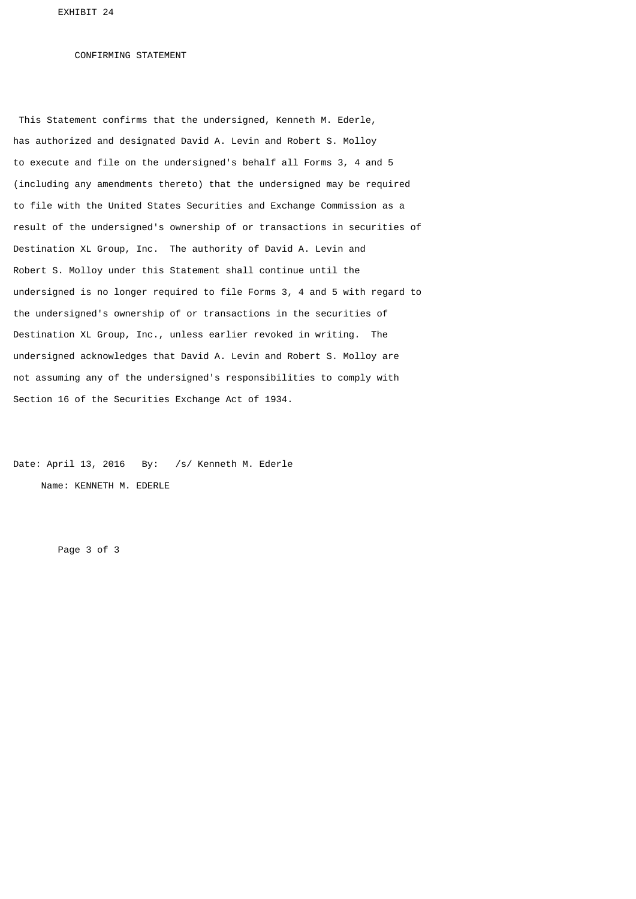EXHIBIT 24

# CONFIRMING STATEMENT

This Statement confirms that the undersigned, Kenneth M. Ederle, has authorized and designated David A. Levin and Robert S. Molloy to execute and file on the undersigned's behalf all Forms 3, 4 and 5 (including any amendments thereto) that the undersigned may be required to file with the United States Securities and Exchange Commission as a result of the undersigned's ownership of or transactions in securities of Destination XL Group, Inc. The authority of David A. Levin and Robert S. Molloy under this Statement shall continue until the undersigned is no longer required to file Forms 3, 4 and 5 with regard to the undersigned's ownership of or transactions in the securities of Destination XL Group, Inc., unless earlier revoked in writing. The undersigned acknowledges that David A. Levin and Robert S. Molloy are not assuming any of the undersigned's responsibilities to comply with Section 16 of the Securities Exchange Act of 1934.

Date: April 13, 2016 By: /s/ Kenneth M. Ederle

Name: KENNETH M. EDERLE